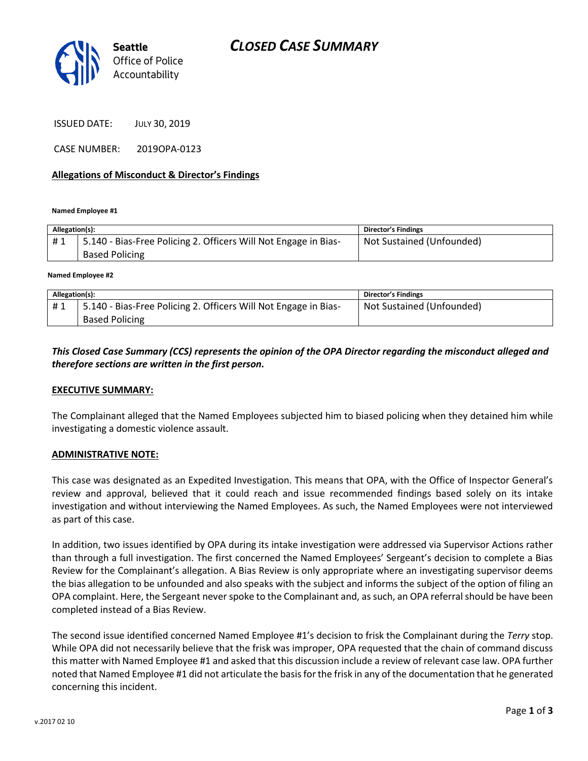Seattle
Office of Police
Accountability

# CLOSED CASE SUMMARY

ISSUED DATE: JULY 30, 2019

CASE NUMBER: 2019OPA-0123

## Allegations of Misconduct & Director's Findings

**Named Employee #1**

| Allegation(s): | | Director's Findings |
|---|---|---|
| # 1 | 5.140 - Bias-Free Policing 2. Officers Will Not Engage in Bias-Based Policing | Not Sustained (Unfounded) |

**Named Employee #2**

| Allegation(s): | | Director's Findings |
|---|---|---|
| # 1 | 5.140 - Bias-Free Policing 2. Officers Will Not Engage in Bias-Based Policing | Not Sustained (Unfounded) |

***This Closed Case Summary (CCS) represents the opinion of the OPA Director regarding the misconduct alleged and therefore sections are written in the first person.***

**EXECUTIVE SUMMARY:**

The Complainant alleged that the Named Employees subjected him to biased policing when they detained him while investigating a domestic violence assault.

**ADMINISTRATIVE NOTE:**

This case was designated as an Expedited Investigation. This means that OPA, with the Office of Inspector General's review and approval, believed that it could reach and issue recommended findings based solely on its intake investigation and without interviewing the Named Employees. As such, the Named Employees were not interviewed as part of this case.

In addition, two issues identified by OPA during its intake investigation were addressed via Supervisor Actions rather than through a full investigation. The first concerned the Named Employees' Sergeant's decision to complete a Bias Review for the Complainant's allegation. A Bias Review is only appropriate where an investigating supervisor deems the bias allegation to be unfounded and also speaks with the subject and informs the subject of the option of filing an OPA complaint. Here, the Sergeant never spoke to the Complainant and, as such, an OPA referral should be have been completed instead of a Bias Review.

The second issue identified concerned Named Employee #1's decision to frisk the Complainant during the *Terry* stop. While OPA did not necessarily believe that the frisk was improper, OPA requested that the chain of command discuss this matter with Named Employee #1 and asked that this discussion include a review of relevant case law. OPA further noted that Named Employee #1 did not articulate the basis for the frisk in any of the documentation that he generated concerning this incident.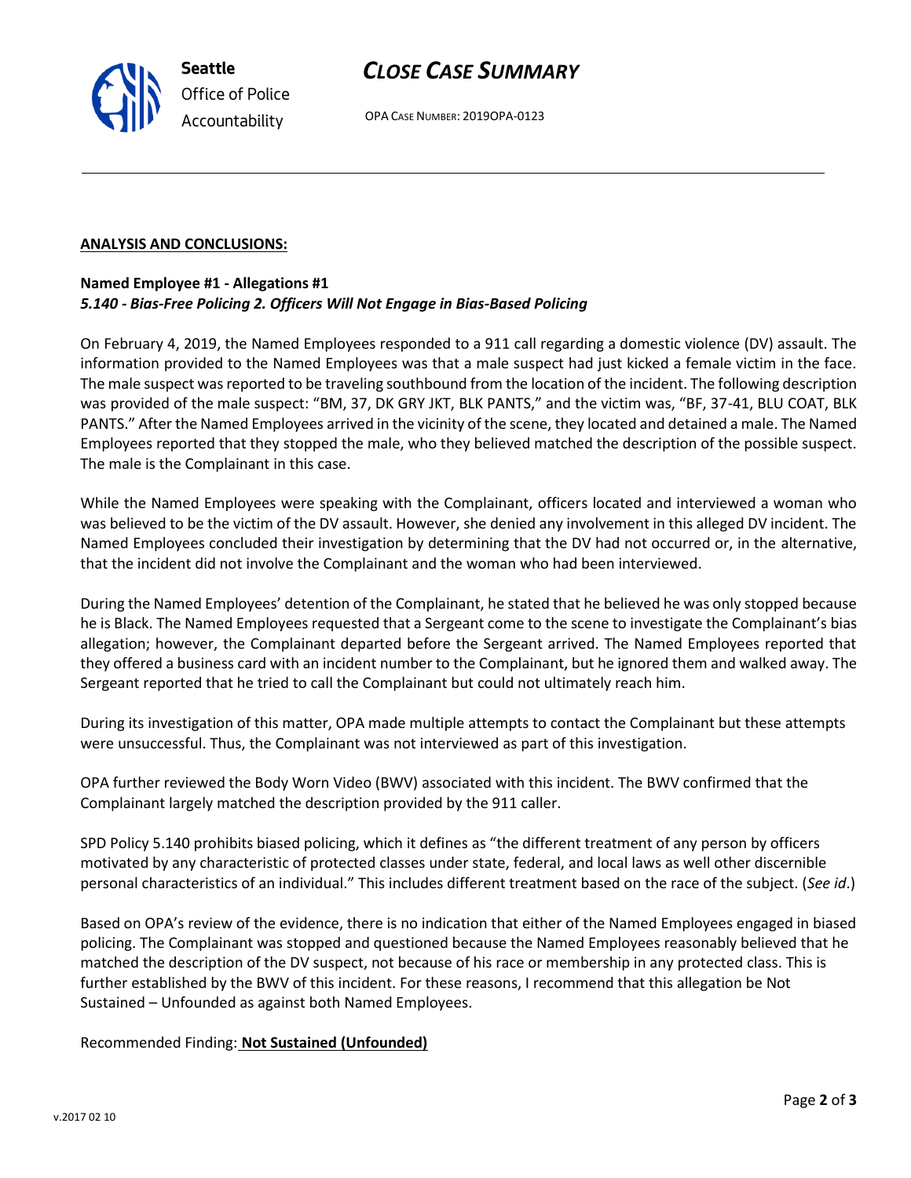**ANALYSIS AND CONCLUSIONS:**

**Named Employee #1 - Allegations #1**
***5.140 - Bias-Free Policing 2. Officers Will Not Engage in Bias-Based Policing***

On February 4, 2019, the Named Employees responded to a 911 call regarding a domestic violence (DV) assault. The information provided to the Named Employees was that a male suspect had just kicked a female victim in the face. The male suspect was reported to be traveling southbound from the location of the incident. The following description was provided of the male suspect: "BM, 37, DK GRY JKT, BLK PANTS," and the victim was, "BF, 37-41, BLU COAT, BLK PANTS." After the Named Employees arrived in the vicinity of the scene, they located and detained a male. The Named Employees reported that they stopped the male, who they believed matched the description of the possible suspect. The male is the Complainant in this case.

While the Named Employees were speaking with the Complainant, officers located and interviewed a woman who was believed to be the victim of the DV assault. However, she denied any involvement in this alleged DV incident. The Named Employees concluded their investigation by determining that the DV had not occurred or, in the alternative, that the incident did not involve the Complainant and the woman who had been interviewed.

During the Named Employees' detention of the Complainant, he stated that he believed he was only stopped because he is Black. The Named Employees requested that a Sergeant come to the scene to investigate the Complainant's bias allegation; however, the Complainant departed before the Sergeant arrived. The Named Employees reported that they offered a business card with an incident number to the Complainant, but he ignored them and walked away. The Sergeant reported that he tried to call the Complainant but could not ultimately reach him.

During its investigation of this matter, OPA made multiple attempts to contact the Complainant but these attempts were unsuccessful. Thus, the Complainant was not interviewed as part of this investigation.

OPA further reviewed the Body Worn Video (BWV) associated with this incident. The BWV confirmed that the Complainant largely matched the description provided by the 911 caller.

SPD Policy 5.140 prohibits biased policing, which it defines as "the different treatment of any person by officers motivated by any characteristic of protected classes under state, federal, and local laws as well other discernible personal characteristics of an individual." This includes different treatment based on the race of the subject. (*See id*.)

Based on OPA's review of the evidence, there is no indication that either of the Named Employees engaged in biased policing. The Complainant was stopped and questioned because the Named Employees reasonably believed that he matched the description of the DV suspect, not because of his race or membership in any protected class. This is further established by the BWV of this incident. For these reasons, I recommend that this allegation be Not Sustained – Unfounded as against both Named Employees.

Recommended Finding: **Not Sustained (Unfounded)**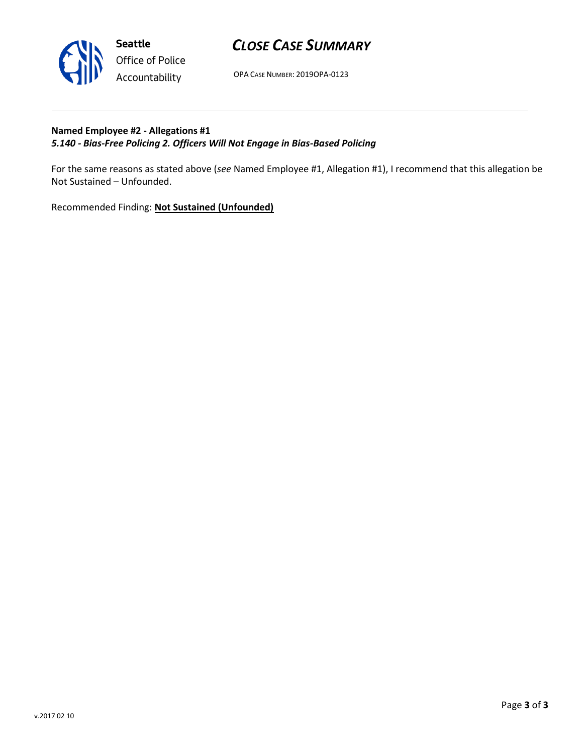**Named Employee #2 - Allegations #1**
***5.140 - Bias-Free Policing 2. Officers Will Not Engage in Bias-Based Policing***

For the same reasons as stated above (*see* Named Employee #1, Allegation #1), I recommend that this allegation be Not Sustained – Unfounded.

Recommended Finding: **Not Sustained (Unfounded)**